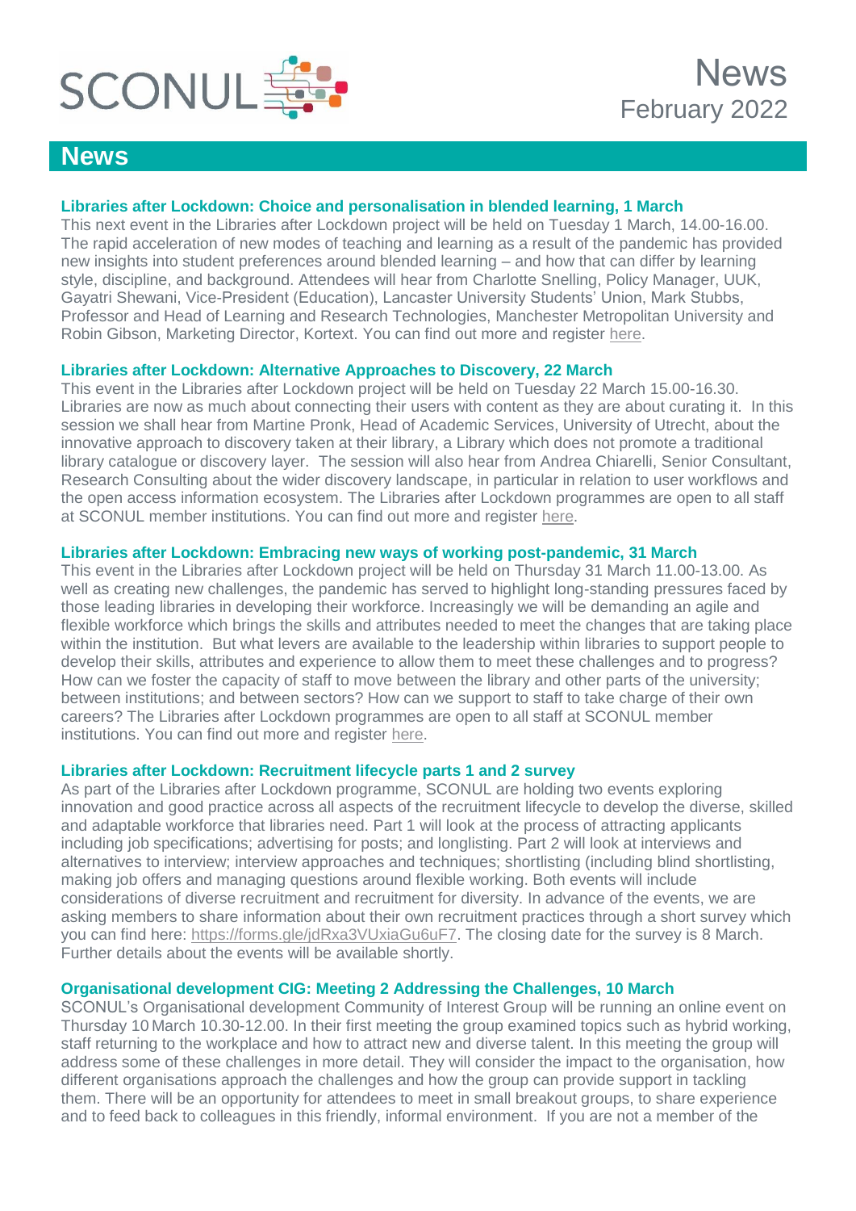SCONUL

News
February 2022

# News

### Libraries after Lockdown: Choice and personalisation in blended learning, 1 March

This next event in the Libraries after Lockdown project will be held on Tuesday 1 March, 14.00-16.00. The rapid acceleration of new modes of teaching and learning as a result of the pandemic has provided new insights into student preferences around blended learning – and how that can differ by learning style, discipline, and background. Attendees will hear from Charlotte Snelling, Policy Manager, UUK, Gayatri Shewani, Vice-President (Education), Lancaster University Students' Union, Mark Stubbs, Professor and Head of Learning and Research Technologies, Manchester Metropolitan University and Robin Gibson, Marketing Director, Kortext. You can find out more and register here.

### Libraries after Lockdown: Alternative Approaches to Discovery, 22 March

This event in the Libraries after Lockdown project will be held on Tuesday 22 March 15.00-16.30. Libraries are now as much about connecting their users with content as they are about curating it. In this session we shall hear from Martine Pronk, Head of Academic Services, University of Utrecht, about the innovative approach to discovery taken at their library, a Library which does not promote a traditional library catalogue or discovery layer. The session will also hear from Andrea Chiarelli, Senior Consultant, Research Consulting about the wider discovery landscape, in particular in relation to user workflows and the open access information ecosystem. The Libraries after Lockdown programmes are open to all staff at SCONUL member institutions. You can find out more and register here.

### Libraries after Lockdown: Embracing new ways of working post-pandemic, 31 March

This event in the Libraries after Lockdown project will be held on Thursday 31 March 11.00-13.00. As well as creating new challenges, the pandemic has served to highlight long-standing pressures faced by those leading libraries in developing their workforce. Increasingly we will be demanding an agile and flexible workforce which brings the skills and attributes needed to meet the changes that are taking place within the institution. But what levers are available to the leadership within libraries to support people to develop their skills, attributes and experience to allow them to meet these challenges and to progress? How can we foster the capacity of staff to move between the library and other parts of the university; between institutions; and between sectors? How can we support to staff to take charge of their own careers? The Libraries after Lockdown programmes are open to all staff at SCONUL member institutions. You can find out more and register here.

### Libraries after Lockdown: Recruitment lifecycle parts 1 and 2 survey

As part of the Libraries after Lockdown programme, SCONUL are holding two events exploring innovation and good practice across all aspects of the recruitment lifecycle to develop the diverse, skilled and adaptable workforce that libraries need. Part 1 will look at the process of attracting applicants including job specifications; advertising for posts; and longlisting. Part 2 will look at interviews and alternatives to interview; interview approaches and techniques; shortlisting (including blind shortlisting, making job offers and managing questions around flexible working. Both events will include considerations of diverse recruitment and recruitment for diversity. In advance of the events, we are asking members to share information about their own recruitment practices through a short survey which you can find here: https://forms.gle/jdRxa3VUxiaGu6uF7. The closing date for the survey is 8 March. Further details about the events will be available shortly.

### Organisational development CIG: Meeting 2 Addressing the Challenges, 10 March

SCONUL's Organisational development Community of Interest Group will be running an online event on Thursday 10 March 10.30-12.00. In their first meeting the group examined topics such as hybrid working, staff returning to the workplace and how to attract new and diverse talent. In this meeting the group will address some of these challenges in more detail. They will consider the impact to the organisation, how different organisations approach the challenges and how the group can provide support in tackling them. There will be an opportunity for attendees to meet in small breakout groups, to share experience and to feed back to colleagues in this friendly, informal environment. If you are not a member of the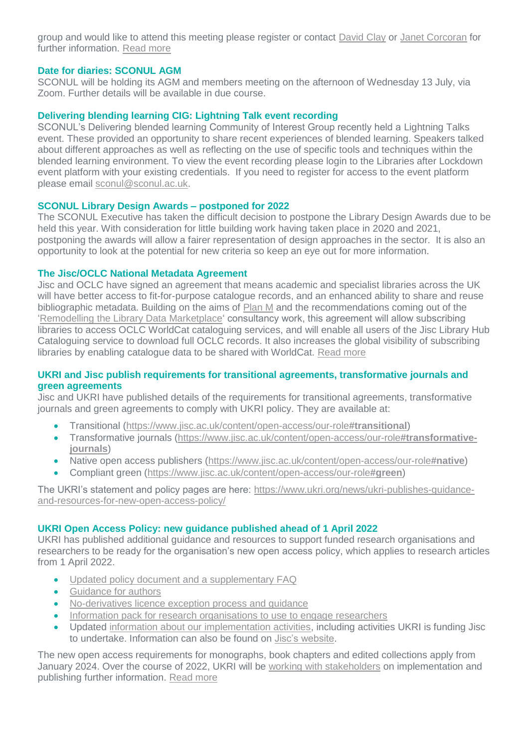group and would like to attend this meeting please register or contact David Clay or Janet Corcoran for further information. Read more

### Date for diaries: SCONUL AGM

SCONUL will be holding its AGM and members meeting on the afternoon of Wednesday 13 July, via Zoom. Further details will be available in due course.

### Delivering blending learning CIG: Lightning Talk event recording

SCONUL's Delivering blended learning Community of Interest Group recently held a Lightning Talks event. These provided an opportunity to share recent experiences of blended learning. Speakers talked about different approaches as well as reflecting on the use of specific tools and techniques within the blended learning environment. To view the event recording please login to the Libraries after Lockdown event platform with your existing credentials. If you need to register for access to the event platform please email sconul@sconul.ac.uk.

### SCONUL Library Design Awards – postponed for 2022

The SCONUL Executive has taken the difficult decision to postpone the Library Design Awards due to be held this year. With consideration for little building work having taken place in 2020 and 2021, postponing the awards will allow a fairer representation of design approaches in the sector. It is also an opportunity to look at the potential for new criteria so keep an eye out for more information.

### The Jisc/OCLC National Metadata Agreement

Jisc and OCLC have signed an agreement that means academic and specialist libraries across the UK will have better access to fit-for-purpose catalogue records, and an enhanced ability to share and reuse bibliographic metadata. Building on the aims of Plan M and the recommendations coming out of the 'Remodelling the Library Data Marketplace' consultancy work, this agreement will allow subscribing libraries to access OCLC WorldCat cataloguing services, and will enable all users of the Jisc Library Hub Cataloguing service to download full OCLC records. It also increases the global visibility of subscribing libraries by enabling catalogue data to be shared with WorldCat. Read more

### UKRI and Jisc publish requirements for transitional agreements, transformative journals and green agreements

Jisc and UKRI have published details of the requirements for transitional agreements, transformative journals and green agreements to comply with UKRI policy. They are available at:

- Transitional (https://www.jisc.ac.uk/content/open-access/our-role**#transitional**)
- Transformative journals (https://www.jisc.ac.uk/content/open-access/our-role**#transformative-journals**)
- Native open access publishers (https://www.jisc.ac.uk/content/open-access/our-role**#native**)
- Compliant green (https://www.jisc.ac.uk/content/open-access/our-role**#green**)

The UKRI's statement and policy pages are here: https://www.ukri.org/news/ukri-publishes-guidance-and-resources-for-new-open-access-policy/

### UKRI Open Access Policy: new guidance published ahead of 1 April 2022

UKRI has published additional guidance and resources to support funded research organisations and researchers to be ready for the organisation's new open access policy, which applies to research articles from 1 April 2022.

- Updated policy document and a supplementary FAQ
- Guidance for authors
- No-derivatives licence exception process and guidance
- Information pack for research organisations to use to engage researchers
- Updated information about our implementation activities, including activities UKRI is funding Jisc to undertake. Information can also be found on Jisc's website.

The new open access requirements for monographs, book chapters and edited collections apply from January 2024. Over the course of 2022, UKRI will be working with stakeholders on implementation and publishing further information. Read more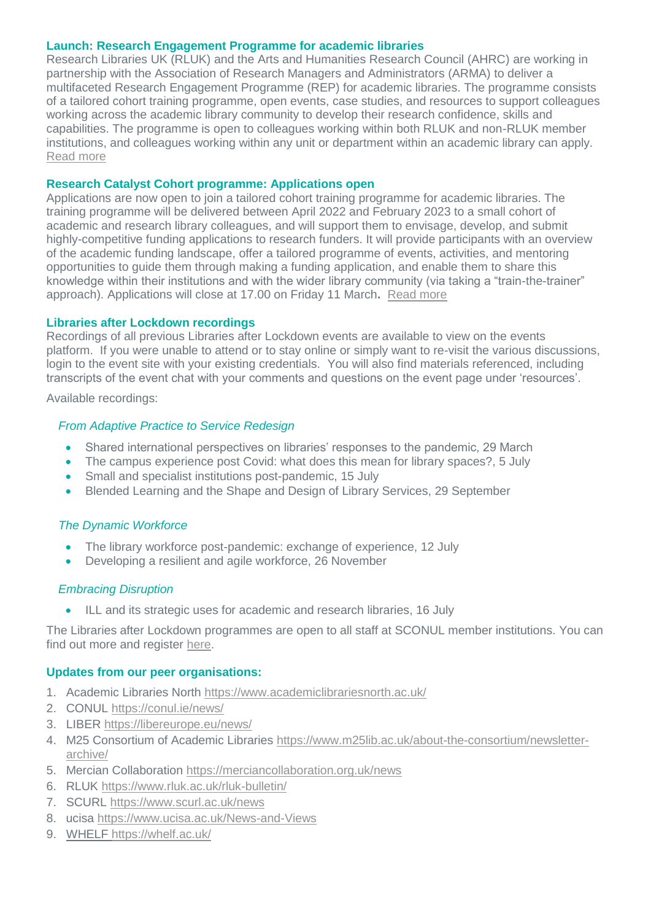### Launch: Research Engagement Programme for academic libraries

Research Libraries UK (RLUK) and the Arts and Humanities Research Council (AHRC) are working in partnership with the Association of Research Managers and Administrators (ARMA) to deliver a multifaceted Research Engagement Programme (REP) for academic libraries. The programme consists of a tailored cohort training programme, open events, case studies, and resources to support colleagues working across the academic library community to develop their research confidence, skills and capabilities. The programme is open to colleagues working within both RLUK and non-RLUK member institutions, and colleagues working within any unit or department within an academic library can apply. Read more

### Research Catalyst Cohort programme: Applications open

Applications are now open to join a tailored cohort training programme for academic libraries. The training programme will be delivered between April 2022 and February 2023 to a small cohort of academic and research library colleagues, and will support them to envisage, develop, and submit highly-competitive funding applications to research funders. It will provide participants with an overview of the academic funding landscape, offer a tailored programme of events, activities, and mentoring opportunities to guide them through making a funding application, and enable them to share this knowledge within their institutions and with the wider library community (via taking a "train-the-trainer" approach). Applications will close at 17.00 on Friday 11 March**.** Read more

### Libraries after Lockdown recordings

Recordings of all previous Libraries after Lockdown events are available to view on the events platform. If you were unable to attend or to stay online or simply want to re-visit the various discussions, login to the event site with your existing credentials. You will also find materials referenced, including transcripts of the event chat with your comments and questions on the event page under 'resources'.

Available recordings:

*From Adaptive Practice to Service Redesign*

- Shared international perspectives on libraries' responses to the pandemic, 29 March
- The campus experience post Covid: what does this mean for library spaces?, 5 July
- Small and specialist institutions post-pandemic, 15 July
- Blended Learning and the Shape and Design of Library Services, 29 September

*The Dynamic Workforce*

- The library workforce post-pandemic: exchange of experience, 12 July
- Developing a resilient and agile workforce, 26 November

*Embracing Disruption*

- ILL and its strategic uses for academic and research libraries, 16 July

The Libraries after Lockdown programmes are open to all staff at SCONUL member institutions. You can find out more and register here.

### Updates from our peer organisations:

1. Academic Libraries North https://www.academiclibrariesnorth.ac.uk/
2. CONUL https://conul.ie/news/
3. LIBER https://libereurope.eu/news/
4. M25 Consortium of Academic Libraries https://www.m25lib.ac.uk/about-the-consortium/newsletter-archive/
5. Mercian Collaboration https://merciancollaboration.org.uk/news
6. RLUK https://www.rluk.ac.uk/rluk-bulletin/
7. SCURL https://www.scurl.ac.uk/news
8. ucisa https://www.ucisa.ac.uk/News-and-Views
9. WHELF https://whelf.ac.uk/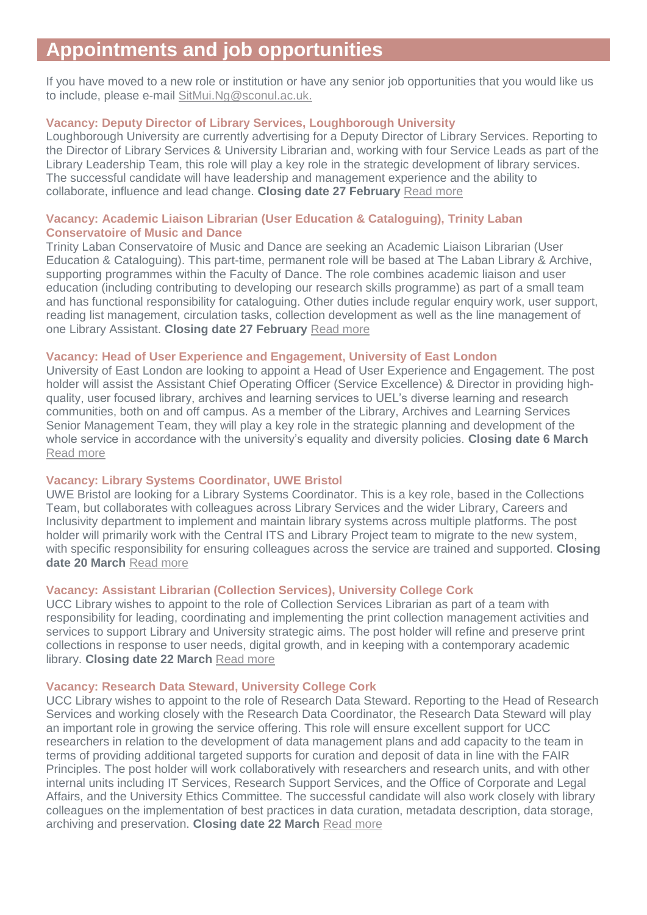# Appointments and job opportunities

If you have moved to a new role or institution or have any senior job opportunities that you would like us to include, please e-mail SitMui.Ng@sconul.ac.uk.

### Vacancy: Deputy Director of Library Services, Loughborough University

Loughborough University are currently advertising for a Deputy Director of Library Services. Reporting to the Director of Library Services & University Librarian and, working with four Service Leads as part of the Library Leadership Team, this role will play a key role in the strategic development of library services. The successful candidate will have leadership and management experience and the ability to collaborate, influence and lead change. **Closing date 27 February** Read more

### Vacancy: Academic Liaison Librarian (User Education & Cataloguing), Trinity Laban Conservatoire of Music and Dance

Trinity Laban Conservatoire of Music and Dance are seeking an Academic Liaison Librarian (User Education & Cataloguing). This part-time, permanent role will be based at The Laban Library & Archive, supporting programmes within the Faculty of Dance. The role combines academic liaison and user education (including contributing to developing our research skills programme) as part of a small team and has functional responsibility for cataloguing. Other duties include regular enquiry work, user support, reading list management, circulation tasks, collection development as well as the line management of one Library Assistant. **Closing date 27 February** Read more

### Vacancy: Head of User Experience and Engagement, University of East London

University of East London are looking to appoint a Head of User Experience and Engagement. The post holder will assist the Assistant Chief Operating Officer (Service Excellence) & Director in providing high-quality, user focused library, archives and learning services to UEL's diverse learning and research communities, both on and off campus. As a member of the Library, Archives and Learning Services Senior Management Team, they will play a key role in the strategic planning and development of the whole service in accordance with the university's equality and diversity policies. **Closing date 6 March** Read more

### Vacancy: Library Systems Coordinator, UWE Bristol

UWE Bristol are looking for a Library Systems Coordinator. This is a key role, based in the Collections Team, but collaborates with colleagues across Library Services and the wider Library, Careers and Inclusivity department to implement and maintain library systems across multiple platforms. The post holder will primarily work with the Central ITS and Library Project team to migrate to the new system, with specific responsibility for ensuring colleagues across the service are trained and supported. **Closing date 20 March** Read more

### Vacancy: Assistant Librarian (Collection Services), University College Cork

UCC Library wishes to appoint to the role of Collection Services Librarian as part of a team with responsibility for leading, coordinating and implementing the print collection management activities and services to support Library and University strategic aims. The post holder will refine and preserve print collections in response to user needs, digital growth, and in keeping with a contemporary academic library. **Closing date 22 March** Read more

### Vacancy: Research Data Steward, University College Cork

UCC Library wishes to appoint to the role of Research Data Steward. Reporting to the Head of Research Services and working closely with the Research Data Coordinator, the Research Data Steward will play an important role in growing the service offering. This role will ensure excellent support for UCC researchers in relation to the development of data management plans and add capacity to the team in terms of providing additional targeted supports for curation and deposit of data in line with the FAIR Principles. The post holder will work collaboratively with researchers and research units, and with other internal units including IT Services, Research Support Services, and the Office of Corporate and Legal Affairs, and the University Ethics Committee. The successful candidate will also work closely with library colleagues on the implementation of best practices in data curation, metadata description, data storage, archiving and preservation. **Closing date 22 March** Read more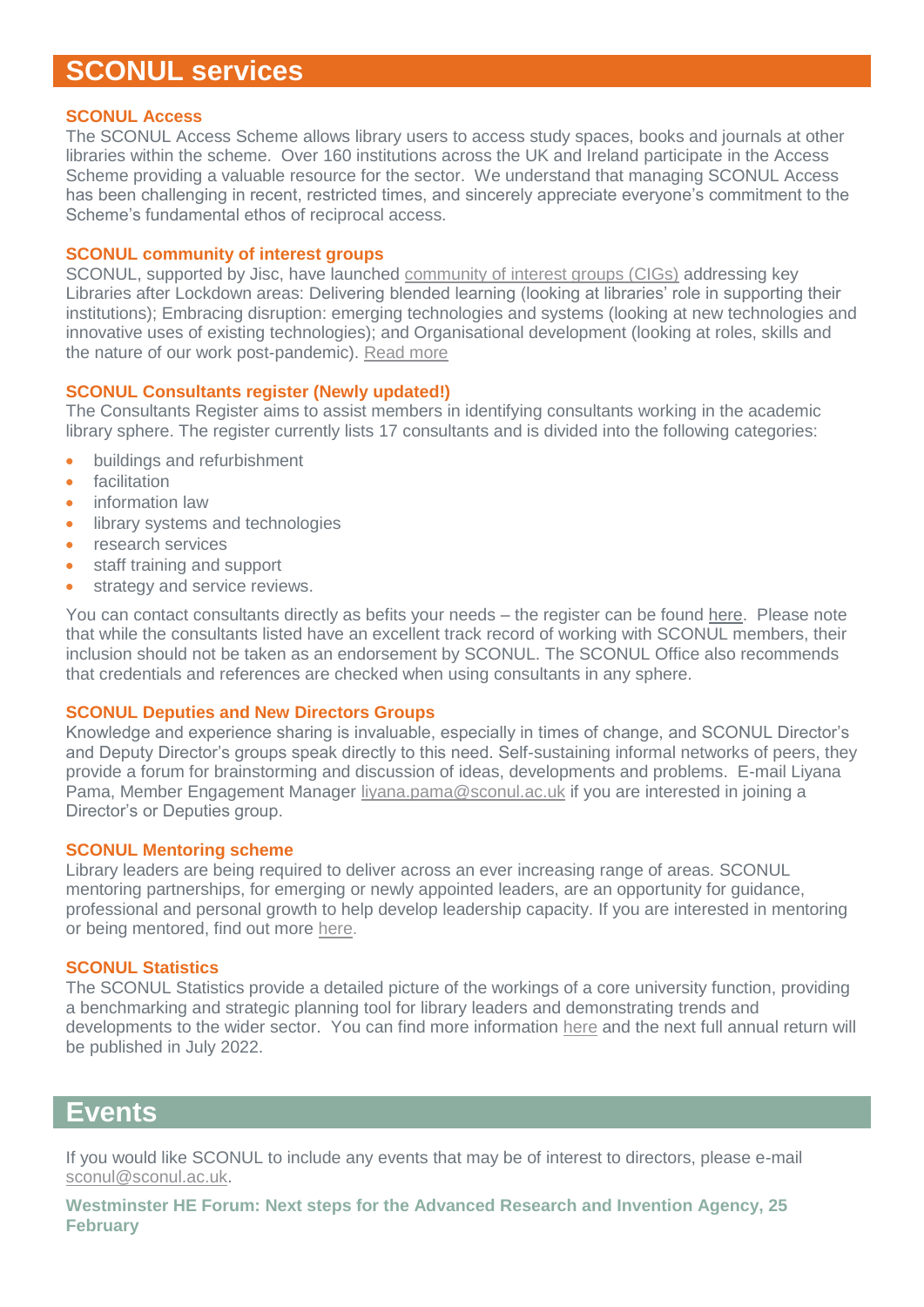# SCONUL services

### SCONUL Access

The SCONUL Access Scheme allows library users to access study spaces, books and journals at other libraries within the scheme. Over 160 institutions across the UK and Ireland participate in the Access Scheme providing a valuable resource for the sector. We understand that managing SCONUL Access has been challenging in recent, restricted times, and sincerely appreciate everyone's commitment to the Scheme's fundamental ethos of reciprocal access.

### SCONUL community of interest groups

SCONUL, supported by Jisc, have launched community of interest groups (CIGs) addressing key Libraries after Lockdown areas: Delivering blended learning (looking at libraries' role in supporting their institutions); Embracing disruption: emerging technologies and systems (looking at new technologies and innovative uses of existing technologies); and Organisational development (looking at roles, skills and the nature of our work post-pandemic). Read more

### SCONUL Consultants register (Newly updated!)

The Consultants Register aims to assist members in identifying consultants working in the academic library sphere. The register currently lists 17 consultants and is divided into the following categories:

- buildings and refurbishment
- facilitation
- information law
- library systems and technologies
- research services
- staff training and support
- strategy and service reviews.

You can contact consultants directly as befits your needs – the register can be found here. Please note that while the consultants listed have an excellent track record of working with SCONUL members, their inclusion should not be taken as an endorsement by SCONUL. The SCONUL Office also recommends that credentials and references are checked when using consultants in any sphere.

### SCONUL Deputies and New Directors Groups

Knowledge and experience sharing is invaluable, especially in times of change, and SCONUL Director's and Deputy Director's groups speak directly to this need. Self-sustaining informal networks of peers, they provide a forum for brainstorming and discussion of ideas, developments and problems. E-mail Liyana Pama, Member Engagement Manager liyana.pama@sconul.ac.uk if you are interested in joining a Director's or Deputies group.

### SCONUL Mentoring scheme

Library leaders are being required to deliver across an ever increasing range of areas. SCONUL mentoring partnerships, for emerging or newly appointed leaders, are an opportunity for guidance, professional and personal growth to help develop leadership capacity. If you are interested in mentoring or being mentored, find out more here.

### SCONUL Statistics

The SCONUL Statistics provide a detailed picture of the workings of a core university function, providing a benchmarking and strategic planning tool for library leaders and demonstrating trends and developments to the wider sector. You can find more information here and the next full annual return will be published in July 2022.

# Events

If you would like SCONUL to include any events that may be of interest to directors, please e-mail sconul@sconul.ac.uk.

### Westminster HE Forum: Next steps for the Advanced Research and Invention Agency, 25 February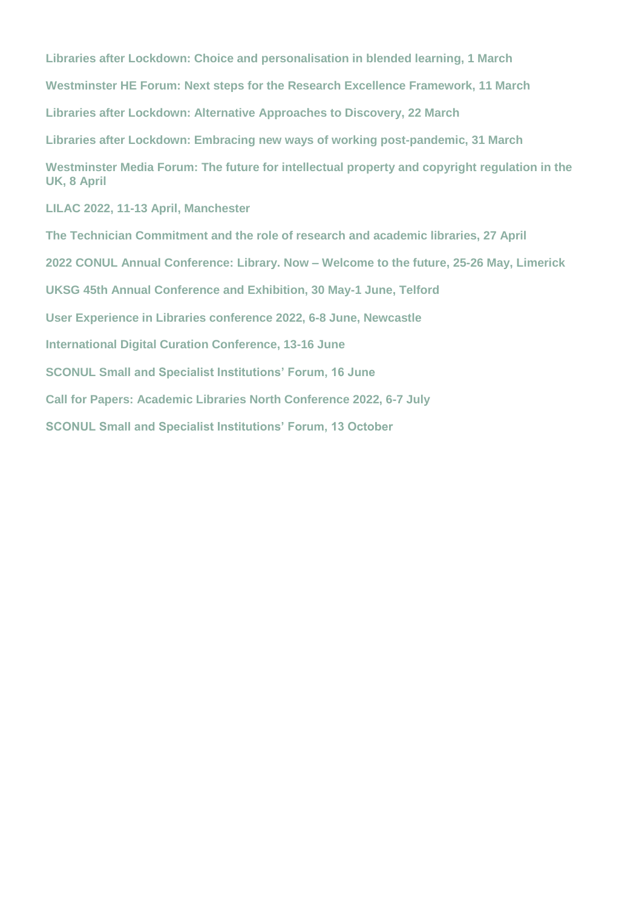**Libraries after Lockdown: Choice and personalisation in blended learning, 1 March**

**Westminster HE Forum: Next steps for the Research Excellence Framework, 11 March**

**Libraries after Lockdown: Alternative Approaches to Discovery, 22 March**

**Libraries after Lockdown: Embracing new ways of working post-pandemic, 31 March**

**Westminster Media Forum: The future for intellectual property and copyright regulation in the UK, 8 April**

**LILAC 2022, 11-13 April, Manchester**

**The Technician Commitment and the role of research and academic libraries, 27 April**

**2022 CONUL Annual Conference: Library. Now – Welcome to the future, 25-26 May, Limerick**

**UKSG 45th Annual Conference and Exhibition, 30 May-1 June, Telford**

**User Experience in Libraries conference 2022, 6-8 June, Newcastle**

**International Digital Curation Conference, 13-16 June**

**SCONUL Small and Specialist Institutions' Forum, 16 June**

**Call for Papers: Academic Libraries North Conference 2022, 6-7 July**

**SCONUL Small and Specialist Institutions' Forum, 13 October**